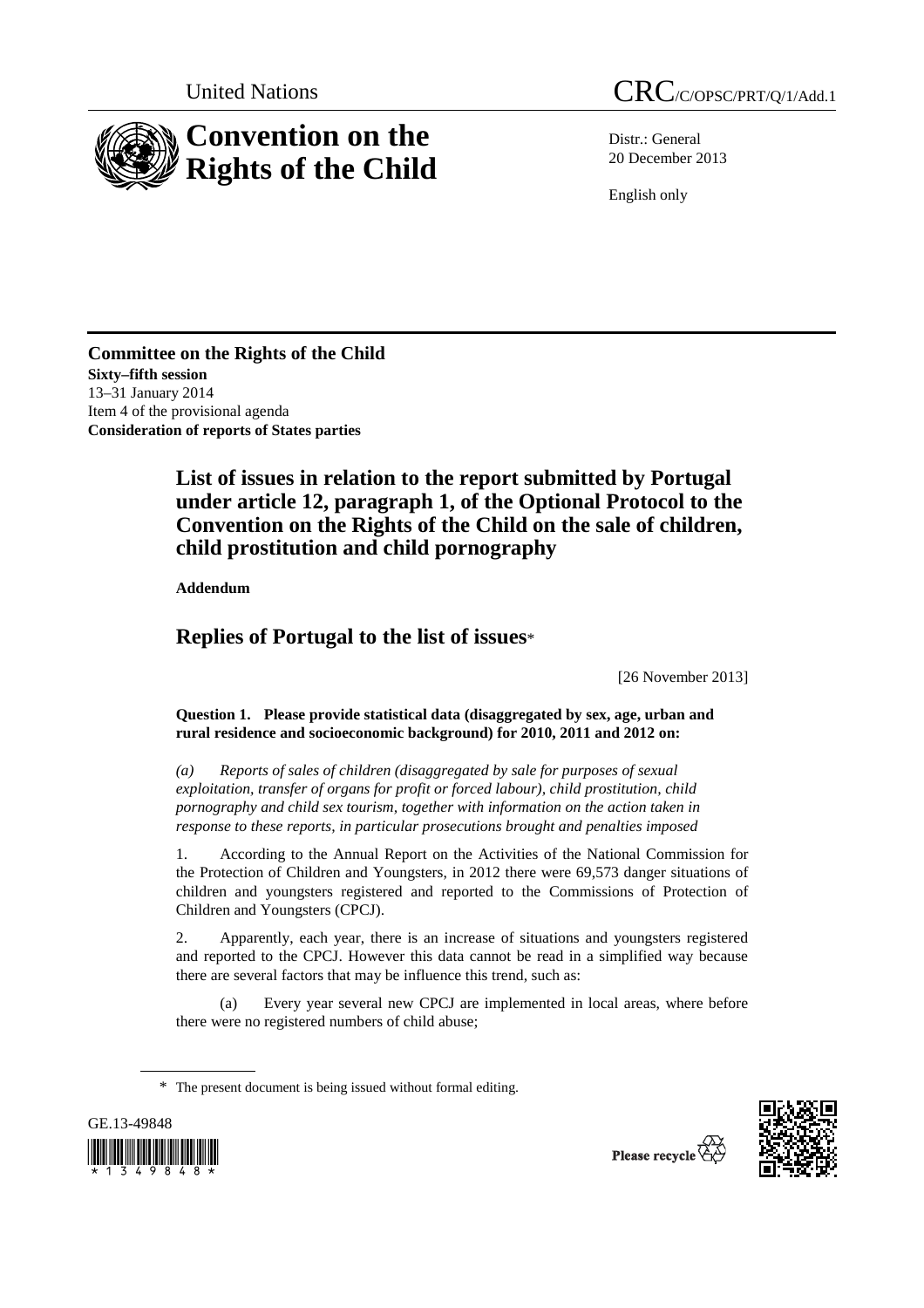United Nations CRC/C/OPSC/PRT/Q/1/Add.1

# Convention on the Rights of the Child

Distr.: General
20 December 2013

English only

**Committee on the Rights of the Child**
**Sixty–fifth session**
13–31 January 2014
Item 4 of the provisional agenda
**Consideration of reports of States parties**

## List of issues in relation to the report submitted by Portugal under article 12, paragraph 1, of the Optional Protocol to the Convention on the Rights of the Child on the sale of children, child prostitution and child pornography

**Addendum**

## Replies of Portugal to the list of issues*

[26 November 2013]

**Question 1. Please provide statistical data (disaggregated by sex, age, urban and rural residence and socioeconomic background) for 2010, 2011 and 2012 on:**

*(a) Reports of sales of children (disaggregated by sale for purposes of sexual exploitation, transfer of organs for profit or forced labour), child prostitution, child pornography and child sex tourism, together with information on the action taken in response to these reports, in particular prosecutions brought and penalties imposed*

1. According to the Annual Report on the Activities of the National Commission for the Protection of Children and Youngsters, in 2012 there were 69,573 danger situations of children and youngsters registered and reported to the Commissions of Protection of Children and Youngsters (CPCJ).

2. Apparently, each year, there is an increase of situations and youngsters registered and reported to the CPCJ. However this data cannot be read in a simplified way because there are several factors that may be influence this trend, such as:

(a) Every year several new CPCJ are implemented in local areas, where before there were no registered numbers of child abuse;

\* The present document is being issued without formal editing.

GE.13-49848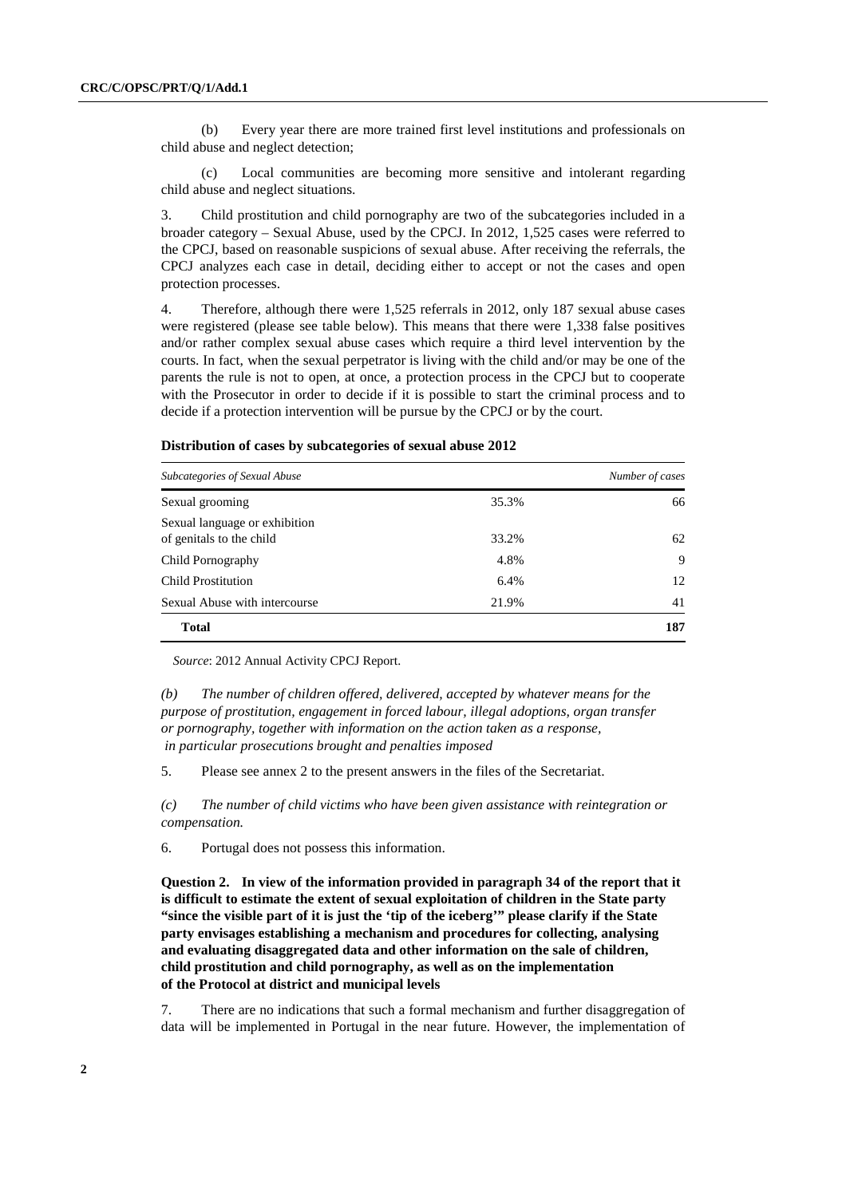(b) Every year there are more trained first level institutions and professionals on child abuse and neglect detection;

(c) Local communities are becoming more sensitive and intolerant regarding child abuse and neglect situations.

3. Child prostitution and child pornography are two of the subcategories included in a broader category – Sexual Abuse, used by the CPCJ. In 2012, 1,525 cases were referred to the CPCJ, based on reasonable suspicions of sexual abuse. After receiving the referrals, the CPCJ analyzes each case in detail, deciding either to accept or not the cases and open protection processes.

4. Therefore, although there were 1,525 referrals in 2012, only 187 sexual abuse cases were registered (please see table below). This means that there were 1,338 false positives and/or rather complex sexual abuse cases which require a third level intervention by the courts. In fact, when the sexual perpetrator is living with the child and/or may be one of the parents the rule is not to open, at once, a protection process in the CPCJ but to cooperate with the Prosecutor in order to decide if it is possible to start the criminal process and to decide if a protection intervention will be pursue by the CPCJ or by the court.

**Distribution of cases by subcategories of sexual abuse 2012**

| *Subcategories of Sexual Abuse* | | *Number of cases* |
|---|---|---|
| Sexual grooming | 35.3% | 66 |
| Sexual language or exhibition of genitals to the child | 33.2% | 62 |
| Child Pornography | 4.8% | 9 |
| Child Prostitution | 6.4% | 12 |
| Sexual Abuse with intercourse | 21.9% | 41 |
| **Total** | | **187** |

*Source*: 2012 Annual Activity CPCJ Report.

*(b) The number of children offered, delivered, accepted by whatever means for the purpose of prostitution, engagement in forced labour, illegal adoptions, organ transfer or pornography, together with information on the action taken as a response, in particular prosecutions brought and penalties imposed*

5. Please see annex 2 to the present answers in the files of the Secretariat.

*(c) The number of child victims who have been given assistance with reintegration or compensation.*

6. Portugal does not possess this information.

**Question 2. In view of the information provided in paragraph 34 of the report that it is difficult to estimate the extent of sexual exploitation of children in the State party "since the visible part of it is just the 'tip of the iceberg'" please clarify if the State party envisages establishing a mechanism and procedures for collecting, analysing and evaluating disaggregated data and other information on the sale of children, child prostitution and child pornography, as well as on the implementation of the Protocol at district and municipal levels**

7. There are no indications that such a formal mechanism and further disaggregation of data will be implemented in Portugal in the near future. However, the implementation of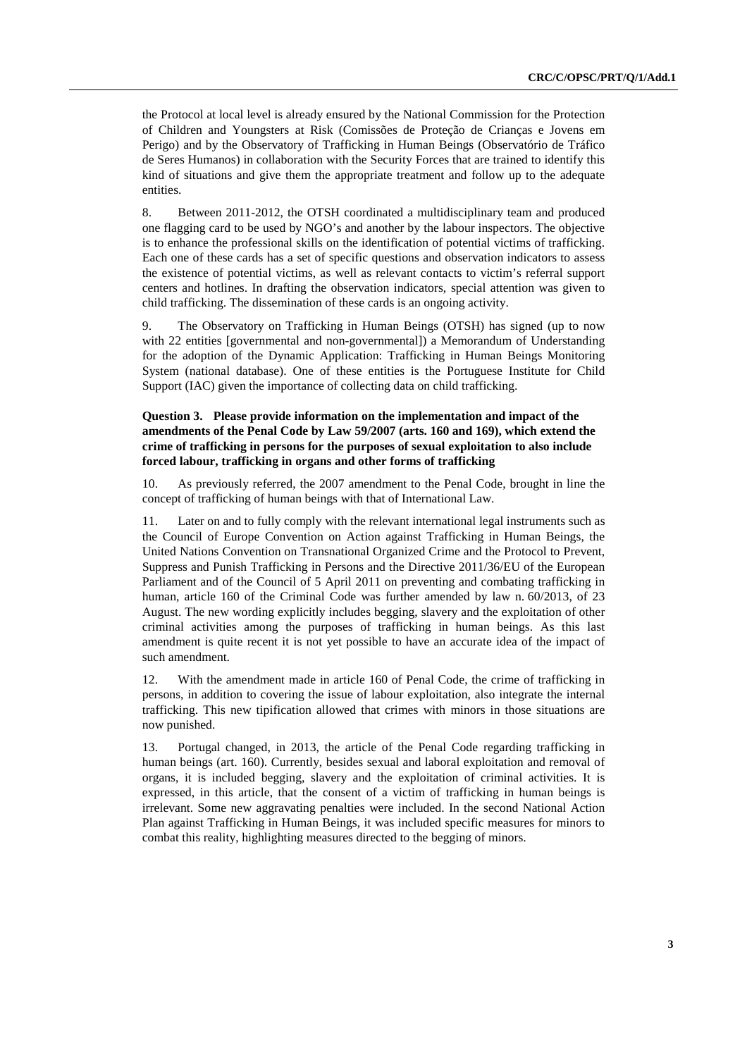the Protocol at local level is already ensured by the National Commission for the Protection of Children and Youngsters at Risk (Comissões de Proteção de Crianças e Jovens em Perigo) and by the Observatory of Trafficking in Human Beings (Observatório de Tráfico de Seres Humanos) in collaboration with the Security Forces that are trained to identify this kind of situations and give them the appropriate treatment and follow up to the adequate entities.

8. Between 2011-2012, the OTSH coordinated a multidisciplinary team and produced one flagging card to be used by NGO's and another by the labour inspectors. The objective is to enhance the professional skills on the identification of potential victims of trafficking. Each one of these cards has a set of specific questions and observation indicators to assess the existence of potential victims, as well as relevant contacts to victim's referral support centers and hotlines. In drafting the observation indicators, special attention was given to child trafficking. The dissemination of these cards is an ongoing activity.

9. The Observatory on Trafficking in Human Beings (OTSH) has signed (up to now with 22 entities [governmental and non-governmental]) a Memorandum of Understanding for the adoption of the Dynamic Application: Trafficking in Human Beings Monitoring System (national database). One of these entities is the Portuguese Institute for Child Support (IAC) given the importance of collecting data on child trafficking.

**Question 3. Please provide information on the implementation and impact of the amendments of the Penal Code by Law 59/2007 (arts. 160 and 169), which extend the crime of trafficking in persons for the purposes of sexual exploitation to also include forced labour, trafficking in organs and other forms of trafficking**

10. As previously referred, the 2007 amendment to the Penal Code, brought in line the concept of trafficking of human beings with that of International Law.

11. Later on and to fully comply with the relevant international legal instruments such as the Council of Europe Convention on Action against Trafficking in Human Beings, the United Nations Convention on Transnational Organized Crime and the Protocol to Prevent, Suppress and Punish Trafficking in Persons and the Directive 2011/36/EU of the European Parliament and of the Council of 5 April 2011 on preventing and combating trafficking in human, article 160 of the Criminal Code was further amended by law n. 60/2013, of 23 August. The new wording explicitly includes begging, slavery and the exploitation of other criminal activities among the purposes of trafficking in human beings. As this last amendment is quite recent it is not yet possible to have an accurate idea of the impact of such amendment.

12. With the amendment made in article 160 of Penal Code, the crime of trafficking in persons, in addition to covering the issue of labour exploitation, also integrate the internal trafficking. This new tipification allowed that crimes with minors in those situations are now punished.

13. Portugal changed, in 2013, the article of the Penal Code regarding trafficking in human beings (art. 160). Currently, besides sexual and laboral exploitation and removal of organs, it is included begging, slavery and the exploitation of criminal activities. It is expressed, in this article, that the consent of a victim of trafficking in human beings is irrelevant. Some new aggravating penalties were included. In the second National Action Plan against Trafficking in Human Beings, it was included specific measures for minors to combat this reality, highlighting measures directed to the begging of minors.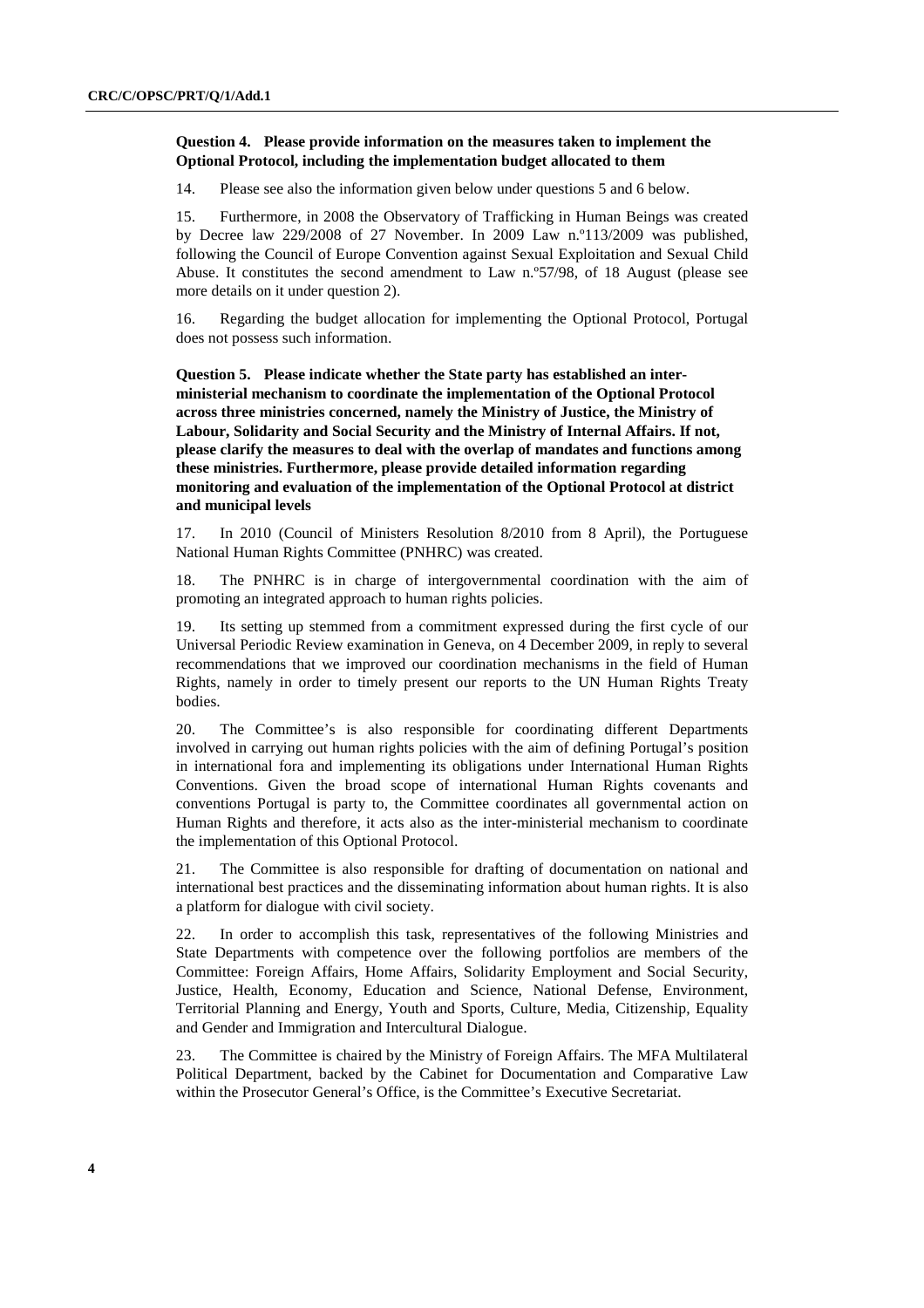**Question 4. Please provide information on the measures taken to implement the Optional Protocol, including the implementation budget allocated to them**

14. Please see also the information given below under questions 5 and 6 below.

15. Furthermore, in 2008 the Observatory of Trafficking in Human Beings was created by Decree law 229/2008 of 27 November. In 2009 Law n.º113/2009 was published, following the Council of Europe Convention against Sexual Exploitation and Sexual Child Abuse. It constitutes the second amendment to Law n.º57/98, of 18 August (please see more details on it under question 2).

16. Regarding the budget allocation for implementing the Optional Protocol, Portugal does not possess such information.

**Question 5. Please indicate whether the State party has established an inter-ministerial mechanism to coordinate the implementation of the Optional Protocol across three ministries concerned, namely the Ministry of Justice, the Ministry of Labour, Solidarity and Social Security and the Ministry of Internal Affairs. If not, please clarify the measures to deal with the overlap of mandates and functions among these ministries. Furthermore, please provide detailed information regarding monitoring and evaluation of the implementation of the Optional Protocol at district and municipal levels**

17. In 2010 (Council of Ministers Resolution 8/2010 from 8 April), the Portuguese National Human Rights Committee (PNHRC) was created.

18. The PNHRC is in charge of intergovernmental coordination with the aim of promoting an integrated approach to human rights policies.

19. Its setting up stemmed from a commitment expressed during the first cycle of our Universal Periodic Review examination in Geneva, on 4 December 2009, in reply to several recommendations that we improved our coordination mechanisms in the field of Human Rights, namely in order to timely present our reports to the UN Human Rights Treaty bodies.

20. The Committee's is also responsible for coordinating different Departments involved in carrying out human rights policies with the aim of defining Portugal's position in international fora and implementing its obligations under International Human Rights Conventions. Given the broad scope of international Human Rights covenants and conventions Portugal is party to, the Committee coordinates all governmental action on Human Rights and therefore, it acts also as the inter-ministerial mechanism to coordinate the implementation of this Optional Protocol.

21. The Committee is also responsible for drafting of documentation on national and international best practices and the disseminating information about human rights. It is also a platform for dialogue with civil society.

22. In order to accomplish this task, representatives of the following Ministries and State Departments with competence over the following portfolios are members of the Committee: Foreign Affairs, Home Affairs, Solidarity Employment and Social Security, Justice, Health, Economy, Education and Science, National Defense, Environment, Territorial Planning and Energy, Youth and Sports, Culture, Media, Citizenship, Equality and Gender and Immigration and Intercultural Dialogue.

23. The Committee is chaired by the Ministry of Foreign Affairs. The MFA Multilateral Political Department, backed by the Cabinet for Documentation and Comparative Law within the Prosecutor General's Office, is the Committee's Executive Secretariat.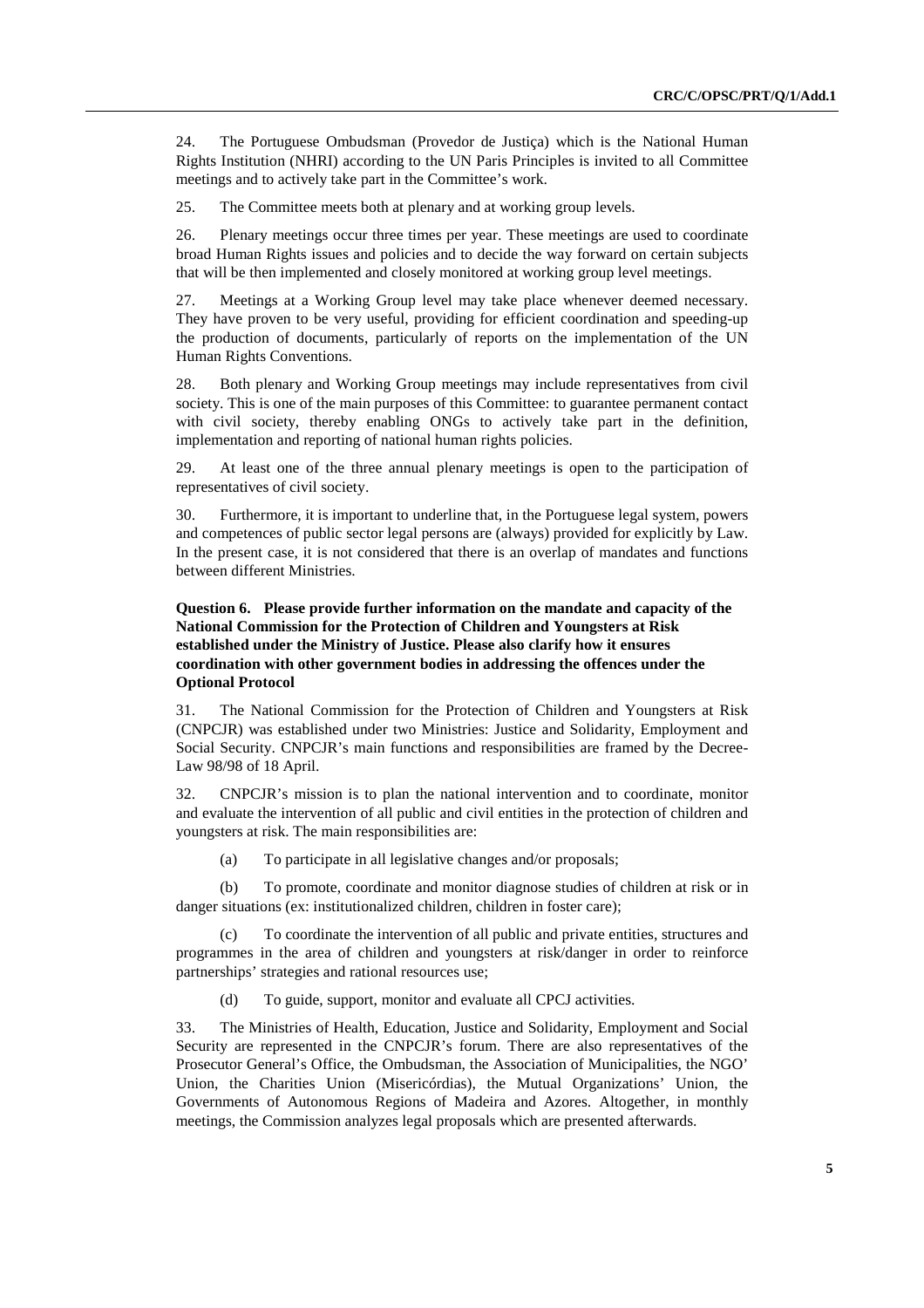24. The Portuguese Ombudsman (Provedor de Justiça) which is the National Human Rights Institution (NHRI) according to the UN Paris Principles is invited to all Committee meetings and to actively take part in the Committee's work.

25. The Committee meets both at plenary and at working group levels.

26. Plenary meetings occur three times per year. These meetings are used to coordinate broad Human Rights issues and policies and to decide the way forward on certain subjects that will be then implemented and closely monitored at working group level meetings.

27. Meetings at a Working Group level may take place whenever deemed necessary. They have proven to be very useful, providing for efficient coordination and speeding-up the production of documents, particularly of reports on the implementation of the UN Human Rights Conventions.

28. Both plenary and Working Group meetings may include representatives from civil society. This is one of the main purposes of this Committee: to guarantee permanent contact with civil society, thereby enabling ONGs to actively take part in the definition, implementation and reporting of national human rights policies.

29. At least one of the three annual plenary meetings is open to the participation of representatives of civil society.

30. Furthermore, it is important to underline that, in the Portuguese legal system, powers and competences of public sector legal persons are (always) provided for explicitly by Law. In the present case, it is not considered that there is an overlap of mandates and functions between different Ministries.

**Question 6. Please provide further information on the mandate and capacity of the National Commission for the Protection of Children and Youngsters at Risk established under the Ministry of Justice. Please also clarify how it ensures coordination with other government bodies in addressing the offences under the Optional Protocol**

31. The National Commission for the Protection of Children and Youngsters at Risk (CNPCJR) was established under two Ministries: Justice and Solidarity, Employment and Social Security. CNPCJR's main functions and responsibilities are framed by the Decree-Law 98/98 of 18 April.

32. CNPCJR's mission is to plan the national intervention and to coordinate, monitor and evaluate the intervention of all public and civil entities in the protection of children and youngsters at risk. The main responsibilities are:

(a) To participate in all legislative changes and/or proposals;

(b) To promote, coordinate and monitor diagnose studies of children at risk or in danger situations (ex: institutionalized children, children in foster care);

(c) To coordinate the intervention of all public and private entities, structures and programmes in the area of children and youngsters at risk/danger in order to reinforce partnerships' strategies and rational resources use;

(d) To guide, support, monitor and evaluate all CPCJ activities.

33. The Ministries of Health, Education, Justice and Solidarity, Employment and Social Security are represented in the CNPCJR's forum. There are also representatives of the Prosecutor General's Office, the Ombudsman, the Association of Municipalities, the NGO' Union, the Charities Union (Misericórdias), the Mutual Organizations' Union, the Governments of Autonomous Regions of Madeira and Azores. Altogether, in monthly meetings, the Commission analyzes legal proposals which are presented afterwards.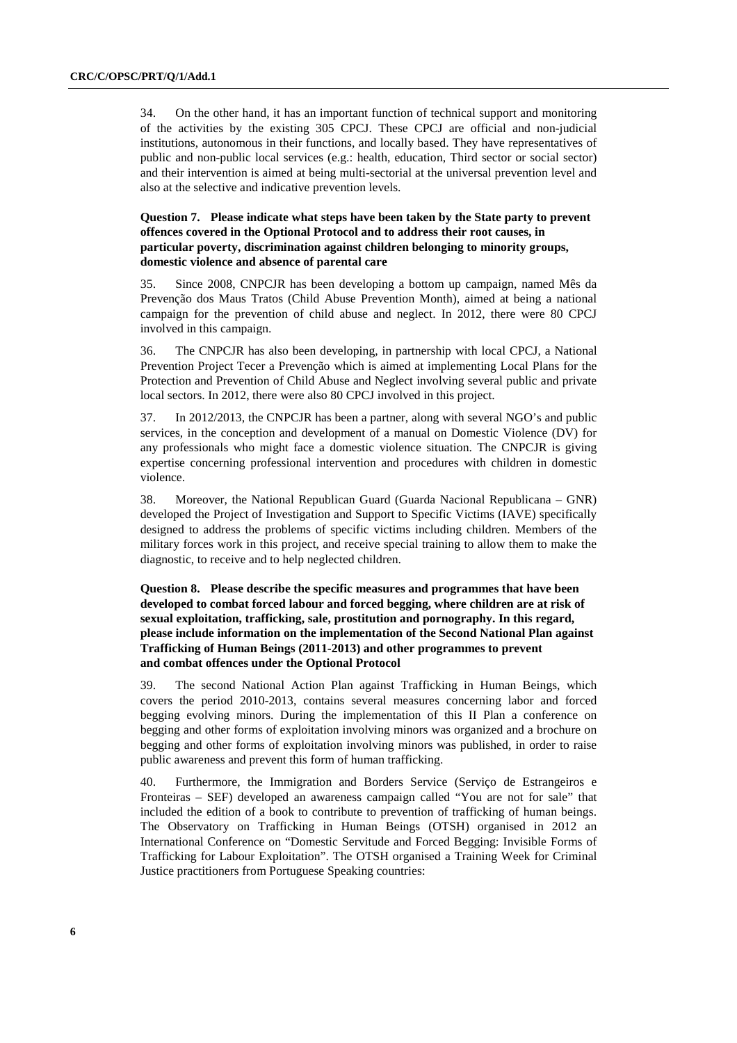34. On the other hand, it has an important function of technical support and monitoring of the activities by the existing 305 CPCJ. These CPCJ are official and non-judicial institutions, autonomous in their functions, and locally based. They have representatives of public and non-public local services (e.g.: health, education, Third sector or social sector) and their intervention is aimed at being multi-sectorial at the universal prevention level and also at the selective and indicative prevention levels.

**Question 7. Please indicate what steps have been taken by the State party to prevent offences covered in the Optional Protocol and to address their root causes, in particular poverty, discrimination against children belonging to minority groups, domestic violence and absence of parental care**

35. Since 2008, CNPCJR has been developing a bottom up campaign, named Mês da Prevenção dos Maus Tratos (Child Abuse Prevention Month), aimed at being a national campaign for the prevention of child abuse and neglect. In 2012, there were 80 CPCJ involved in this campaign.

36. The CNPCJR has also been developing, in partnership with local CPCJ, a National Prevention Project Tecer a Prevenção which is aimed at implementing Local Plans for the Protection and Prevention of Child Abuse and Neglect involving several public and private local sectors. In 2012, there were also 80 CPCJ involved in this project.

37. In 2012/2013, the CNPCJR has been a partner, along with several NGO's and public services, in the conception and development of a manual on Domestic Violence (DV) for any professionals who might face a domestic violence situation. The CNPCJR is giving expertise concerning professional intervention and procedures with children in domestic violence.

38. Moreover, the National Republican Guard (Guarda Nacional Republicana – GNR) developed the Project of Investigation and Support to Specific Victims (IAVE) specifically designed to address the problems of specific victims including children. Members of the military forces work in this project, and receive special training to allow them to make the diagnostic, to receive and to help neglected children.

**Question 8. Please describe the specific measures and programmes that have been developed to combat forced labour and forced begging, where children are at risk of sexual exploitation, trafficking, sale, prostitution and pornography. In this regard, please include information on the implementation of the Second National Plan against Trafficking of Human Beings (2011-2013) and other programmes to prevent and combat offences under the Optional Protocol**

39. The second National Action Plan against Trafficking in Human Beings, which covers the period 2010-2013, contains several measures concerning labor and forced begging evolving minors. During the implementation of this II Plan a conference on begging and other forms of exploitation involving minors was organized and a brochure on begging and other forms of exploitation involving minors was published, in order to raise public awareness and prevent this form of human trafficking.

40. Furthermore, the Immigration and Borders Service (Serviço de Estrangeiros e Fronteiras – SEF) developed an awareness campaign called "You are not for sale" that included the edition of a book to contribute to prevention of trafficking of human beings. The Observatory on Trafficking in Human Beings (OTSH) organised in 2012 an International Conference on "Domestic Servitude and Forced Begging: Invisible Forms of Trafficking for Labour Exploitation". The OTSH organised a Training Week for Criminal Justice practitioners from Portuguese Speaking countries: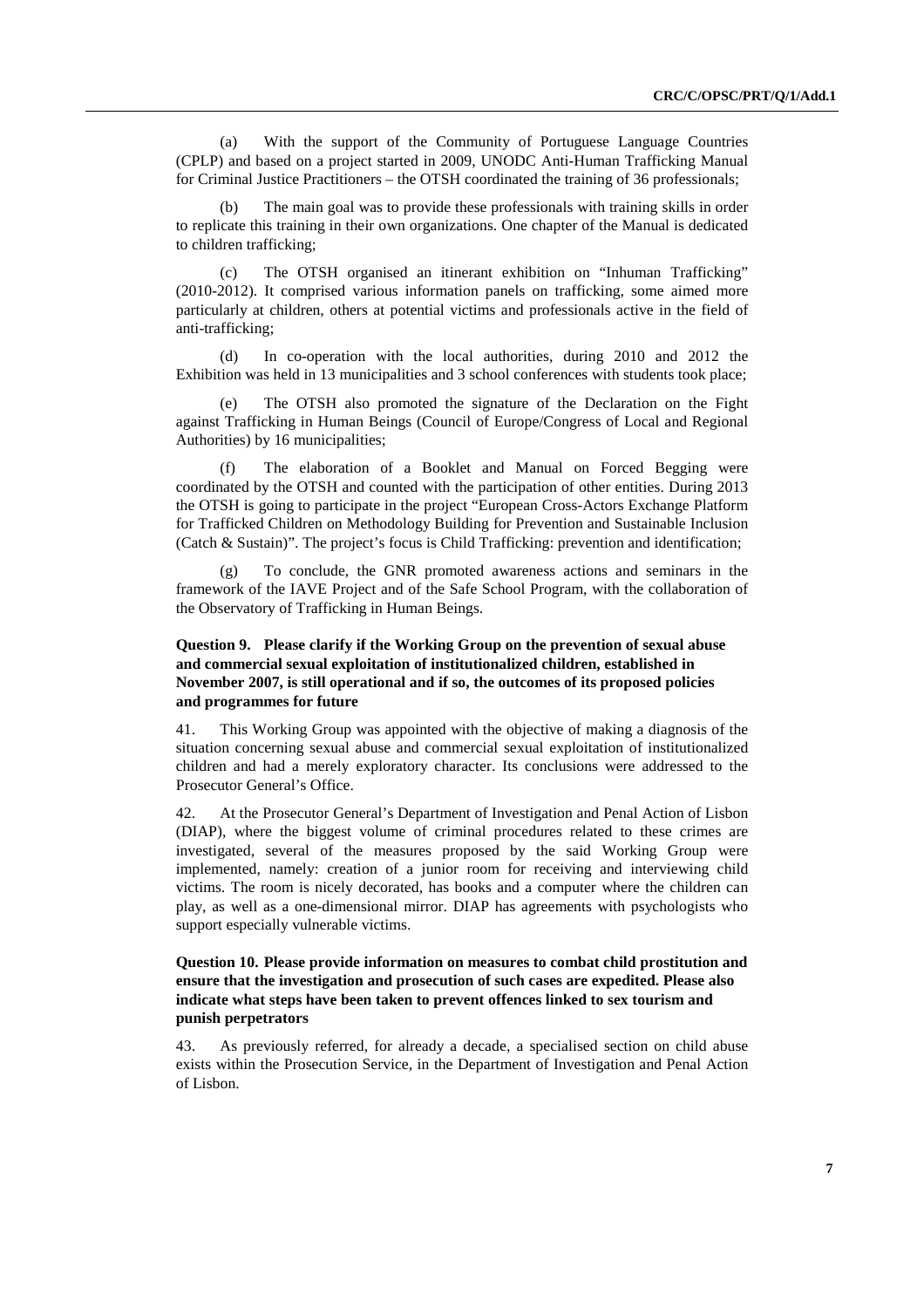(a) With the support of the Community of Portuguese Language Countries (CPLP) and based on a project started in 2009, UNODC Anti-Human Trafficking Manual for Criminal Justice Practitioners – the OTSH coordinated the training of 36 professionals;

(b) The main goal was to provide these professionals with training skills in order to replicate this training in their own organizations. One chapter of the Manual is dedicated to children trafficking;

(c) The OTSH organised an itinerant exhibition on "Inhuman Trafficking" (2010-2012). It comprised various information panels on trafficking, some aimed more particularly at children, others at potential victims and professionals active in the field of anti-trafficking;

(d) In co-operation with the local authorities, during 2010 and 2012 the Exhibition was held in 13 municipalities and 3 school conferences with students took place;

(e) The OTSH also promoted the signature of the Declaration on the Fight against Trafficking in Human Beings (Council of Europe/Congress of Local and Regional Authorities) by 16 municipalities;

(f) The elaboration of a Booklet and Manual on Forced Begging were coordinated by the OTSH and counted with the participation of other entities. During 2013 the OTSH is going to participate in the project "European Cross-Actors Exchange Platform for Trafficked Children on Methodology Building for Prevention and Sustainable Inclusion (Catch & Sustain)". The project's focus is Child Trafficking: prevention and identification;

(g) To conclude, the GNR promoted awareness actions and seminars in the framework of the IAVE Project and of the Safe School Program, with the collaboration of the Observatory of Trafficking in Human Beings.

### Question 9. Please clarify if the Working Group on the prevention of sexual abuse and commercial sexual exploitation of institutionalized children, established in November 2007, is still operational and if so, the outcomes of its proposed policies and programmes for future

41. This Working Group was appointed with the objective of making a diagnosis of the situation concerning sexual abuse and commercial sexual exploitation of institutionalized children and had a merely exploratory character. Its conclusions were addressed to the Prosecutor General's Office.

42. At the Prosecutor General's Department of Investigation and Penal Action of Lisbon (DIAP), where the biggest volume of criminal procedures related to these crimes are investigated, several of the measures proposed by the said Working Group were implemented, namely: creation of a junior room for receiving and interviewing child victims. The room is nicely decorated, has books and a computer where the children can play, as well as a one-dimensional mirror. DIAP has agreements with psychologists who support especially vulnerable victims.

### Question 10. Please provide information on measures to combat child prostitution and ensure that the investigation and prosecution of such cases are expedited. Please also indicate what steps have been taken to prevent offences linked to sex tourism and punish perpetrators

43. As previously referred, for already a decade, a specialised section on child abuse exists within the Prosecution Service, in the Department of Investigation and Penal Action of Lisbon.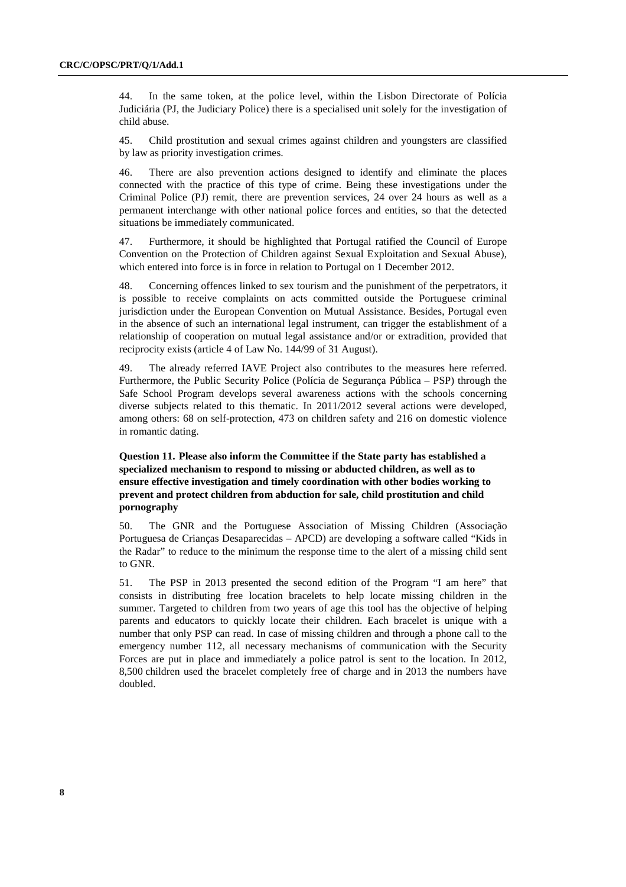44. In the same token, at the police level, within the Lisbon Directorate of Polícia Judiciária (PJ, the Judiciary Police) there is a specialised unit solely for the investigation of child abuse.

45. Child prostitution and sexual crimes against children and youngsters are classified by law as priority investigation crimes.

46. There are also prevention actions designed to identify and eliminate the places connected with the practice of this type of crime. Being these investigations under the Criminal Police (PJ) remit, there are prevention services, 24 over 24 hours as well as a permanent interchange with other national police forces and entities, so that the detected situations be immediately communicated.

47. Furthermore, it should be highlighted that Portugal ratified the Council of Europe Convention on the Protection of Children against Sexual Exploitation and Sexual Abuse), which entered into force is in force in relation to Portugal on 1 December 2012.

48. Concerning offences linked to sex tourism and the punishment of the perpetrators, it is possible to receive complaints on acts committed outside the Portuguese criminal jurisdiction under the European Convention on Mutual Assistance. Besides, Portugal even in the absence of such an international legal instrument, can trigger the establishment of a relationship of cooperation on mutual legal assistance and/or or extradition, provided that reciprocity exists (article 4 of Law No. 144/99 of 31 August).

49. The already referred IAVE Project also contributes to the measures here referred. Furthermore, the Public Security Police (Polícia de Segurança Pública – PSP) through the Safe School Program develops several awareness actions with the schools concerning diverse subjects related to this thematic. In 2011/2012 several actions were developed, among others: 68 on self-protection, 473 on children safety and 216 on domestic violence in romantic dating.

**Question 11. Please also inform the Committee if the State party has established a specialized mechanism to respond to missing or abducted children, as well as to ensure effective investigation and timely coordination with other bodies working to prevent and protect children from abduction for sale, child prostitution and child pornography**

50. The GNR and the Portuguese Association of Missing Children (Associação Portuguesa de Crianças Desaparecidas – APCD) are developing a software called "Kids in the Radar" to reduce to the minimum the response time to the alert of a missing child sent to GNR.

51. The PSP in 2013 presented the second edition of the Program "I am here" that consists in distributing free location bracelets to help locate missing children in the summer. Targeted to children from two years of age this tool has the objective of helping parents and educators to quickly locate their children. Each bracelet is unique with a number that only PSP can read. In case of missing children and through a phone call to the emergency number 112, all necessary mechanisms of communication with the Security Forces are put in place and immediately a police patrol is sent to the location. In 2012, 8,500 children used the bracelet completely free of charge and in 2013 the numbers have doubled.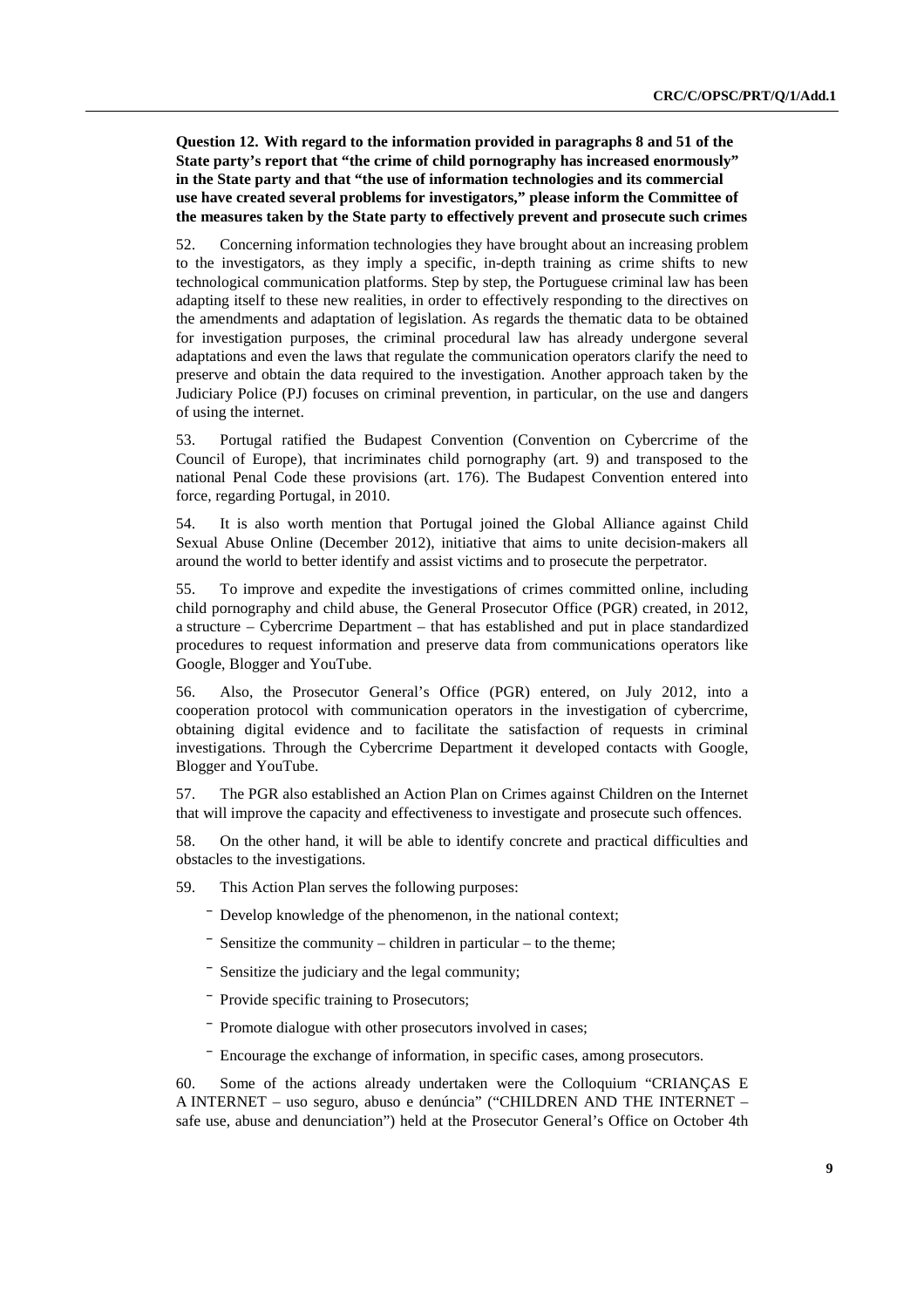**Question 12. With regard to the information provided in paragraphs 8 and 51 of the State party's report that "the crime of child pornography has increased enormously" in the State party and that "the use of information technologies and its commercial use have created several problems for investigators," please inform the Committee of the measures taken by the State party to effectively prevent and prosecute such crimes**

52. Concerning information technologies they have brought about an increasing problem to the investigators, as they imply a specific, in-depth training as crime shifts to new technological communication platforms. Step by step, the Portuguese criminal law has been adapting itself to these new realities, in order to effectively responding to the directives on the amendments and adaptation of legislation. As regards the thematic data to be obtained for investigation purposes, the criminal procedural law has already undergone several adaptations and even the laws that regulate the communication operators clarify the need to preserve and obtain the data required to the investigation. Another approach taken by the Judiciary Police (PJ) focuses on criminal prevention, in particular, on the use and dangers of using the internet.

53. Portugal ratified the Budapest Convention (Convention on Cybercrime of the Council of Europe), that incriminates child pornography (art. 9) and transposed to the national Penal Code these provisions (art. 176). The Budapest Convention entered into force, regarding Portugal, in 2010.

54. It is also worth mention that Portugal joined the Global Alliance against Child Sexual Abuse Online (December 2012), initiative that aims to unite decision-makers all around the world to better identify and assist victims and to prosecute the perpetrator.

55. To improve and expedite the investigations of crimes committed online, including child pornography and child abuse, the General Prosecutor Office (PGR) created, in 2012, a structure – Cybercrime Department – that has established and put in place standardized procedures to request information and preserve data from communications operators like Google, Blogger and YouTube.

56. Also, the Prosecutor General's Office (PGR) entered, on July 2012, into a cooperation protocol with communication operators in the investigation of cybercrime, obtaining digital evidence and to facilitate the satisfaction of requests in criminal investigations. Through the Cybercrime Department it developed contacts with Google, Blogger and YouTube.

57. The PGR also established an Action Plan on Crimes against Children on the Internet that will improve the capacity and effectiveness to investigate and prosecute such offences.

58. On the other hand, it will be able to identify concrete and practical difficulties and obstacles to the investigations.

59. This Action Plan serves the following purposes:

- Develop knowledge of the phenomenon, in the national context;
- Sensitize the community – children in particular – to the theme;
- Sensitize the judiciary and the legal community;
- Provide specific training to Prosecutors;
- Promote dialogue with other prosecutors involved in cases;
- Encourage the exchange of information, in specific cases, among prosecutors.

60. Some of the actions already undertaken were the Colloquium "CRIANÇAS E A INTERNET – uso seguro, abuso e denúncia" ("CHILDREN AND THE INTERNET – safe use, abuse and denunciation") held at the Prosecutor General's Office on October 4th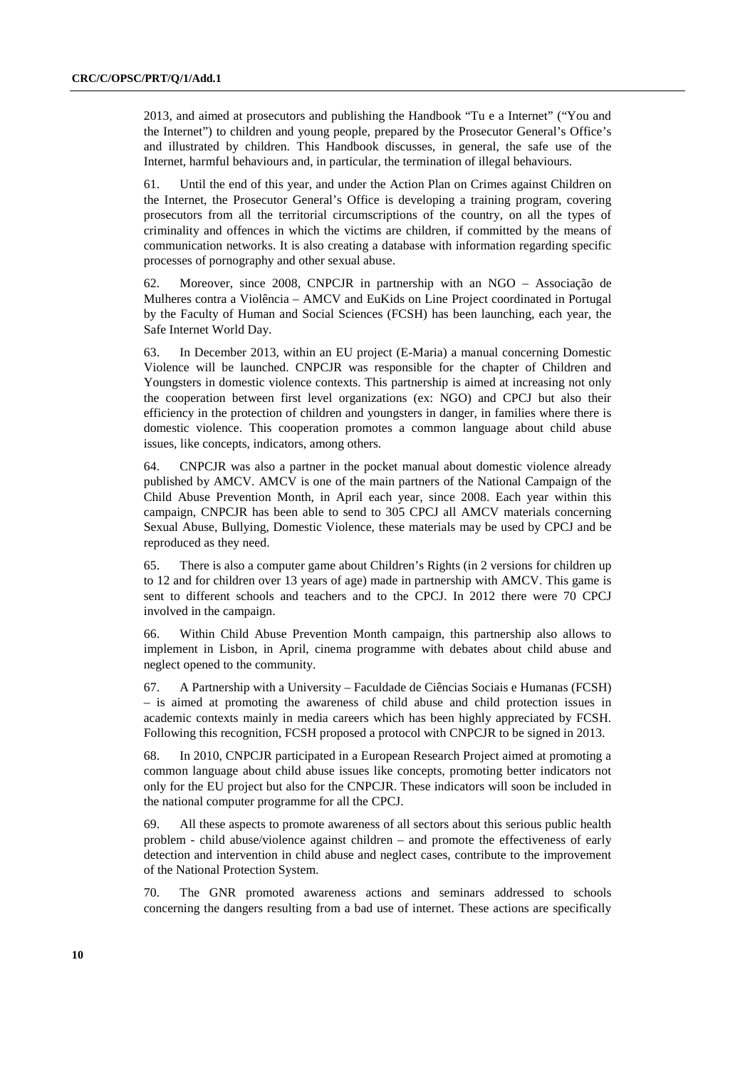2013, and aimed at prosecutors and publishing the Handbook "Tu e a Internet" ("You and the Internet") to children and young people, prepared by the Prosecutor General's Office's and illustrated by children. This Handbook discusses, in general, the safe use of the Internet, harmful behaviours and, in particular, the termination of illegal behaviours.

61. Until the end of this year, and under the Action Plan on Crimes against Children on the Internet, the Prosecutor General's Office is developing a training program, covering prosecutors from all the territorial circumscriptions of the country, on all the types of criminality and offences in which the victims are children, if committed by the means of communication networks. It is also creating a database with information regarding specific processes of pornography and other sexual abuse.

62. Moreover, since 2008, CNPCJR in partnership with an NGO – Associação de Mulheres contra a Violência – AMCV and EuKids on Line Project coordinated in Portugal by the Faculty of Human and Social Sciences (FCSH) has been launching, each year, the Safe Internet World Day.

63. In December 2013, within an EU project (E-Maria) a manual concerning Domestic Violence will be launched. CNPCJR was responsible for the chapter of Children and Youngsters in domestic violence contexts. This partnership is aimed at increasing not only the cooperation between first level organizations (ex: NGO) and CPCJ but also their efficiency in the protection of children and youngsters in danger, in families where there is domestic violence. This cooperation promotes a common language about child abuse issues, like concepts, indicators, among others.

64. CNPCJR was also a partner in the pocket manual about domestic violence already published by AMCV. AMCV is one of the main partners of the National Campaign of the Child Abuse Prevention Month, in April each year, since 2008. Each year within this campaign, CNPCJR has been able to send to 305 CPCJ all AMCV materials concerning Sexual Abuse, Bullying, Domestic Violence, these materials may be used by CPCJ and be reproduced as they need.

65. There is also a computer game about Children's Rights (in 2 versions for children up to 12 and for children over 13 years of age) made in partnership with AMCV. This game is sent to different schools and teachers and to the CPCJ. In 2012 there were 70 CPCJ involved in the campaign.

66. Within Child Abuse Prevention Month campaign, this partnership also allows to implement in Lisbon, in April, cinema programme with debates about child abuse and neglect opened to the community.

67. A Partnership with a University – Faculdade de Ciências Sociais e Humanas (FCSH) – is aimed at promoting the awareness of child abuse and child protection issues in academic contexts mainly in media careers which has been highly appreciated by FCSH. Following this recognition, FCSH proposed a protocol with CNPCJR to be signed in 2013.

68. In 2010, CNPCJR participated in a European Research Project aimed at promoting a common language about child abuse issues like concepts, promoting better indicators not only for the EU project but also for the CNPCJR. These indicators will soon be included in the national computer programme for all the CPCJ.

69. All these aspects to promote awareness of all sectors about this serious public health problem - child abuse/violence against children – and promote the effectiveness of early detection and intervention in child abuse and neglect cases, contribute to the improvement of the National Protection System.

70. The GNR promoted awareness actions and seminars addressed to schools concerning the dangers resulting from a bad use of internet. These actions are specifically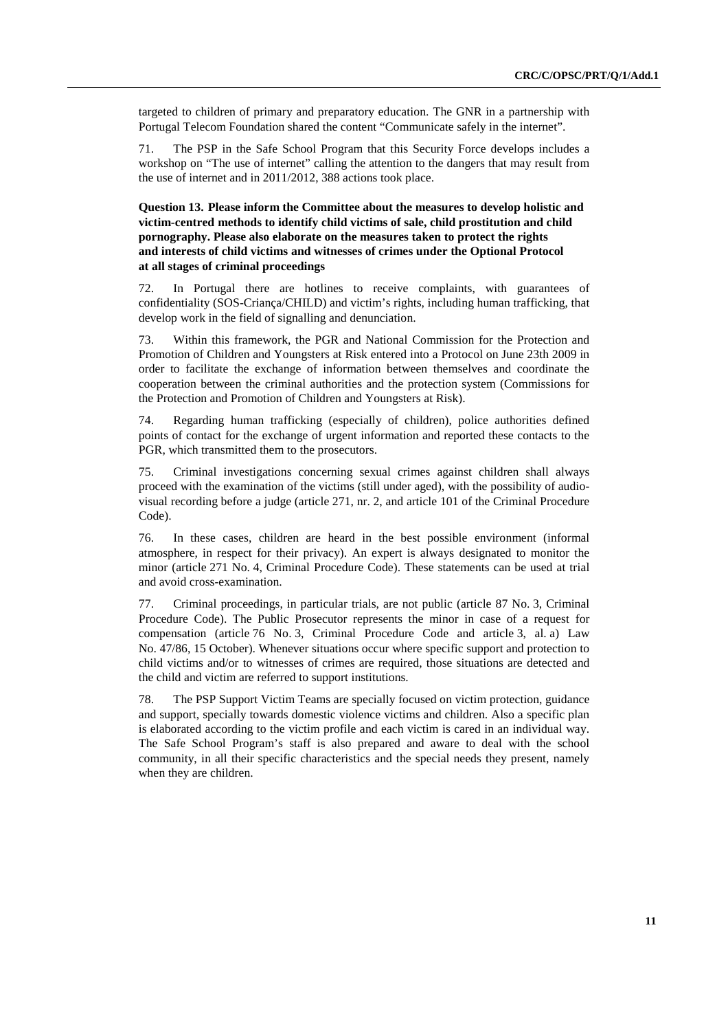targeted to children of primary and preparatory education. The GNR in a partnership with Portugal Telecom Foundation shared the content "Communicate safely in the internet".

71. The PSP in the Safe School Program that this Security Force develops includes a workshop on "The use of internet" calling the attention to the dangers that may result from the use of internet and in 2011/2012, 388 actions took place.

**Question 13. Please inform the Committee about the measures to develop holistic and victim-centred methods to identify child victims of sale, child prostitution and child pornography. Please also elaborate on the measures taken to protect the rights and interests of child victims and witnesses of crimes under the Optional Protocol at all stages of criminal proceedings**

72. In Portugal there are hotlines to receive complaints, with guarantees of confidentiality (SOS-Criança/CHILD) and victim's rights, including human trafficking, that develop work in the field of signalling and denunciation.

73. Within this framework, the PGR and National Commission for the Protection and Promotion of Children and Youngsters at Risk entered into a Protocol on June 23th 2009 in order to facilitate the exchange of information between themselves and coordinate the cooperation between the criminal authorities and the protection system (Commissions for the Protection and Promotion of Children and Youngsters at Risk).

74. Regarding human trafficking (especially of children), police authorities defined points of contact for the exchange of urgent information and reported these contacts to the PGR, which transmitted them to the prosecutors.

75. Criminal investigations concerning sexual crimes against children shall always proceed with the examination of the victims (still under aged), with the possibility of audio-visual recording before a judge (article 271, nr. 2, and article 101 of the Criminal Procedure Code).

76. In these cases, children are heard in the best possible environment (informal atmosphere, in respect for their privacy). An expert is always designated to monitor the minor (article 271 No. 4, Criminal Procedure Code). These statements can be used at trial and avoid cross-examination.

77. Criminal proceedings, in particular trials, are not public (article 87 No. 3, Criminal Procedure Code). The Public Prosecutor represents the minor in case of a request for compensation (article 76 No. 3, Criminal Procedure Code and article 3, al. a) Law No. 47/86, 15 October). Whenever situations occur where specific support and protection to child victims and/or to witnesses of crimes are required, those situations are detected and the child and victim are referred to support institutions.

78. The PSP Support Victim Teams are specially focused on victim protection, guidance and support, specially towards domestic violence victims and children. Also a specific plan is elaborated according to the victim profile and each victim is cared in an individual way. The Safe School Program's staff is also prepared and aware to deal with the school community, in all their specific characteristics and the special needs they present, namely when they are children.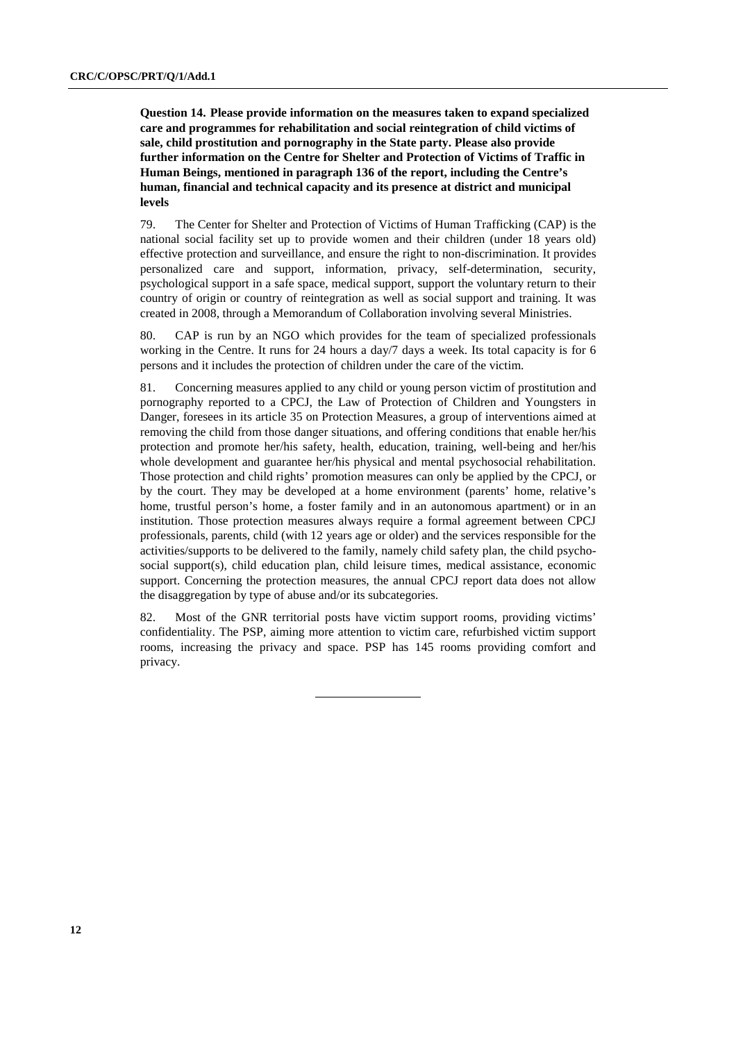**Question 14. Please provide information on the measures taken to expand specialized care and programmes for rehabilitation and social reintegration of child victims of sale, child prostitution and pornography in the State party. Please also provide further information on the Centre for Shelter and Protection of Victims of Traffic in Human Beings, mentioned in paragraph 136 of the report, including the Centre's human, financial and technical capacity and its presence at district and municipal levels**

79. The Center for Shelter and Protection of Victims of Human Trafficking (CAP) is the national social facility set up to provide women and their children (under 18 years old) effective protection and surveillance, and ensure the right to non-discrimination. It provides personalized care and support, information, privacy, self-determination, security, psychological support in a safe space, medical support, support the voluntary return to their country of origin or country of reintegration as well as social support and training. It was created in 2008, through a Memorandum of Collaboration involving several Ministries.

80. CAP is run by an NGO which provides for the team of specialized professionals working in the Centre. It runs for 24 hours a day/7 days a week. Its total capacity is for 6 persons and it includes the protection of children under the care of the victim.

81. Concerning measures applied to any child or young person victim of prostitution and pornography reported to a CPCJ, the Law of Protection of Children and Youngsters in Danger, foresees in its article 35 on Protection Measures, a group of interventions aimed at removing the child from those danger situations, and offering conditions that enable her/his protection and promote her/his safety, health, education, training, well-being and her/his whole development and guarantee her/his physical and mental psychosocial rehabilitation. Those protection and child rights' promotion measures can only be applied by the CPCJ, or by the court. They may be developed at a home environment (parents' home, relative's home, trustful person's home, a foster family and in an autonomous apartment) or in an institution. Those protection measures always require a formal agreement between CPCJ professionals, parents, child (with 12 years age or older) and the services responsible for the activities/supports to be delivered to the family, namely child safety plan, the child psycho-social support(s), child education plan, child leisure times, medical assistance, economic support. Concerning the protection measures, the annual CPCJ report data does not allow the disaggregation by type of abuse and/or its subcategories.

82. Most of the GNR territorial posts have victim support rooms, providing victims' confidentiality. The PSP, aiming more attention to victim care, refurbished victim support rooms, increasing the privacy and space. PSP has 145 rooms providing comfort and privacy.

---